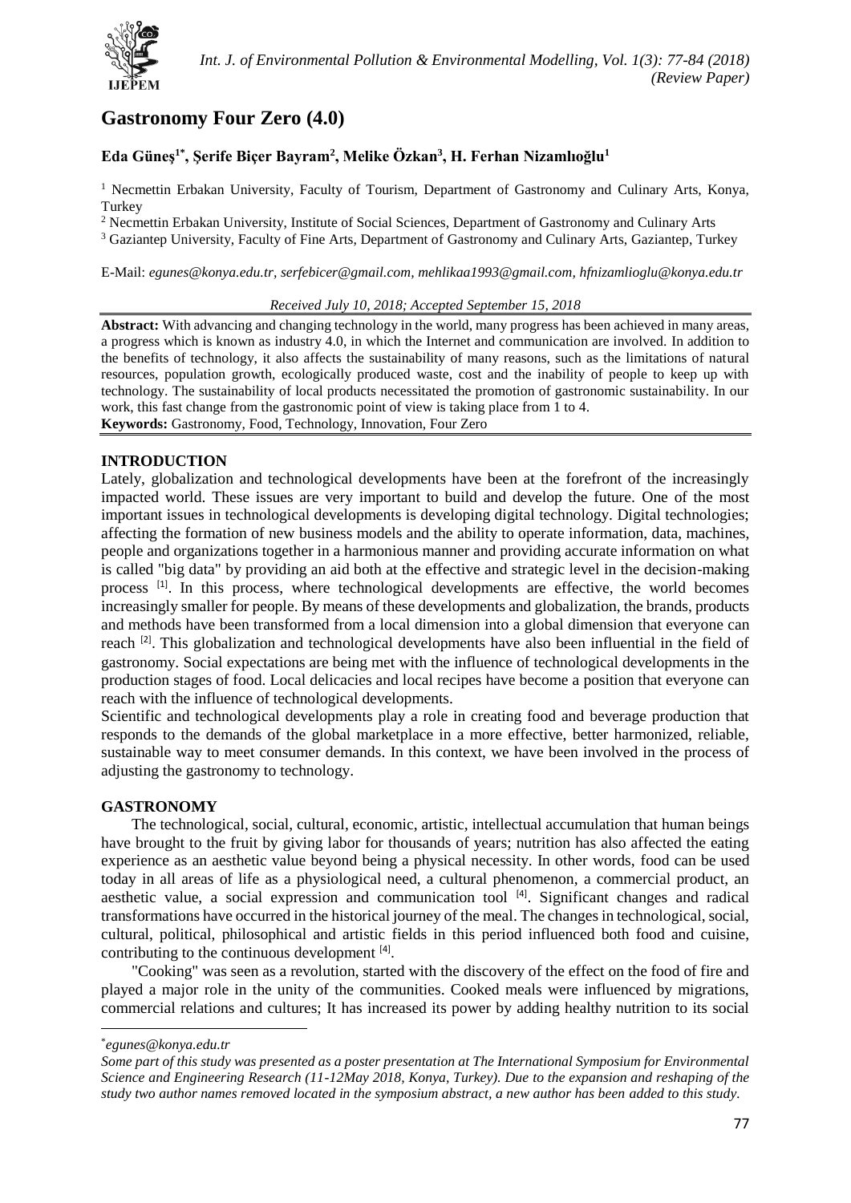# Gastronomy Four Zero (4.0)

**Eda Güneş[1*], Şerife Biçer Bayram[2], Melike Özkan[3], H. Ferhan Nizamlıoğlu[1]**

[1] Necmettin Erbakan University, Faculty of Tourism, Department of Gastronomy and Culinary Arts, Konya, Turkey

[2] Necmettin Erbakan University, Institute of Social Sciences, Department of Gastronomy and Culinary Arts

[3] Gaziantep University, Faculty of Fine Arts, Department of Gastronomy and Culinary Arts, Gaziantep, Turkey

E-Mail: *egunes@konya.edu.tr, serfebicer@gmail.com, mehlikaa1993@gmail.com, hfnizamlioglu@konya.edu.tr*

*Received July 10, 2018; Accepted September 15, 2018*

**Abstract:** With advancing and changing technology in the world, many progress has been achieved in many areas, a progress which is known as industry 4.0, in which the Internet and communication are involved. In addition to the benefits of technology, it also affects the sustainability of many reasons, such as the limitations of natural resources, population growth, ecologically produced waste, cost and the inability of people to keep up with technology. The sustainability of local products necessitated the promotion of gastronomic sustainability. In our work, this fast change from the gastronomic point of view is taking place from 1 to 4.

**Keywords:** Gastronomy, Food, Technology, Innovation, Four Zero

## INTRODUCTION

Lately, globalization and technological developments have been at the forefront of the increasingly impacted world. These issues are very important to build and develop the future. One of the most important issues in technological developments is developing digital technology. Digital technologies; affecting the formation of new business models and the ability to operate information, data, machines, people and organizations together in a harmonious manner and providing accurate information on what is called "big data" by providing an aid both at the effective and strategic level in the decision-making process [1]. In this process, where technological developments are effective, the world becomes increasingly smaller for people. By means of these developments and globalization, the brands, products and methods have been transformed from a local dimension into a global dimension that everyone can reach [2]. This globalization and technological developments have also been influential in the field of gastronomy. Social expectations are being met with the influence of technological developments in the production stages of food. Local delicacies and local recipes have become a position that everyone can reach with the influence of technological developments.

Scientific and technological developments play a role in creating food and beverage production that responds to the demands of the global marketplace in a more effective, better harmonized, reliable, sustainable way to meet consumer demands. In this context, we have been involved in the process of adjusting the gastronomy to technology.

## GASTRONOMY

The technological, social, cultural, economic, artistic, intellectual accumulation that human beings have brought to the fruit by giving labor for thousands of years; nutrition has also affected the eating experience as an aesthetic value beyond being a physical necessity. In other words, food can be used today in all areas of life as a physiological need, a cultural phenomenon, a commercial product, an aesthetic value, a social expression and communication tool [4]. Significant changes and radical transformations have occurred in the historical journey of the meal. The changes in technological, social, cultural, political, philosophical and artistic fields in this period influenced both food and cuisine, contributing to the continuous development [4].

"Cooking" was seen as a revolution, started with the discovery of the effect on the food of fire and played a major role in the unity of the communities. Cooked meals were influenced by migrations, commercial relations and cultures; It has increased its power by adding healthy nutrition to its social

---

[*] *egunes@konya.edu.tr*

*Some part of this study was presented as a poster presentation at The International Symposium for Environmental Science and Engineering Research (11-12May 2018, Konya, Turkey). Due to the expansion and reshaping of the study two author names removed located in the symposium abstract, a new author has been added to this study.*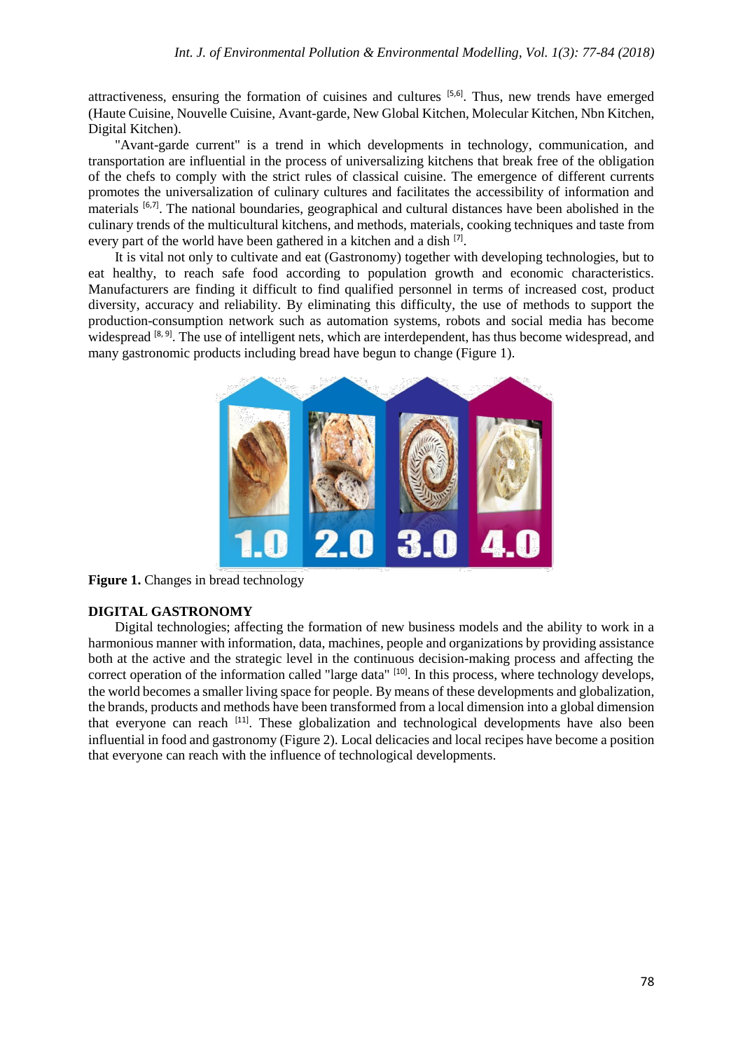attractiveness, ensuring the formation of cuisines and cultures [5,6]. Thus, new trends have emerged (Haute Cuisine, Nouvelle Cuisine, Avant-garde, New Global Kitchen, Molecular Kitchen, Nbn Kitchen, Digital Kitchen).

"Avant-garde current" is a trend in which developments in technology, communication, and transportation are influential in the process of universalizing kitchens that break free of the obligation of the chefs to comply with the strict rules of classical cuisine. The emergence of different currents promotes the universalization of culinary cultures and facilitates the accessibility of information and materials [6,7]. The national boundaries, geographical and cultural distances have been abolished in the culinary trends of the multicultural kitchens, and methods, materials, cooking techniques and taste from every part of the world have been gathered in a kitchen and a dish [7].

It is vital not only to cultivate and eat (Gastronomy) together with developing technologies, but to eat healthy, to reach safe food according to population growth and economic characteristics. Manufacturers are finding it difficult to find qualified personnel in terms of increased cost, product diversity, accuracy and reliability. By eliminating this difficulty, the use of methods to support the production-consumption network such as automation systems, robots and social media has become widespread [8, 9]. The use of intelligent nets, which are interdependent, has thus become widespread, and many gastronomic products including bread have begun to change (Figure 1).

**Figure 1.** Changes in bread technology

## DIGITAL GASTRONOMY

Digital technologies; affecting the formation of new business models and the ability to work in a harmonious manner with information, data, machines, people and organizations by providing assistance both at the active and the strategic level in the continuous decision-making process and affecting the correct operation of the information called "large data" [10]. In this process, where technology develops, the world becomes a smaller living space for people. By means of these developments and globalization, the brands, products and methods have been transformed from a local dimension into a global dimension that everyone can reach [11]. These globalization and technological developments have also been influential in food and gastronomy (Figure 2). Local delicacies and local recipes have become a position that everyone can reach with the influence of technological developments.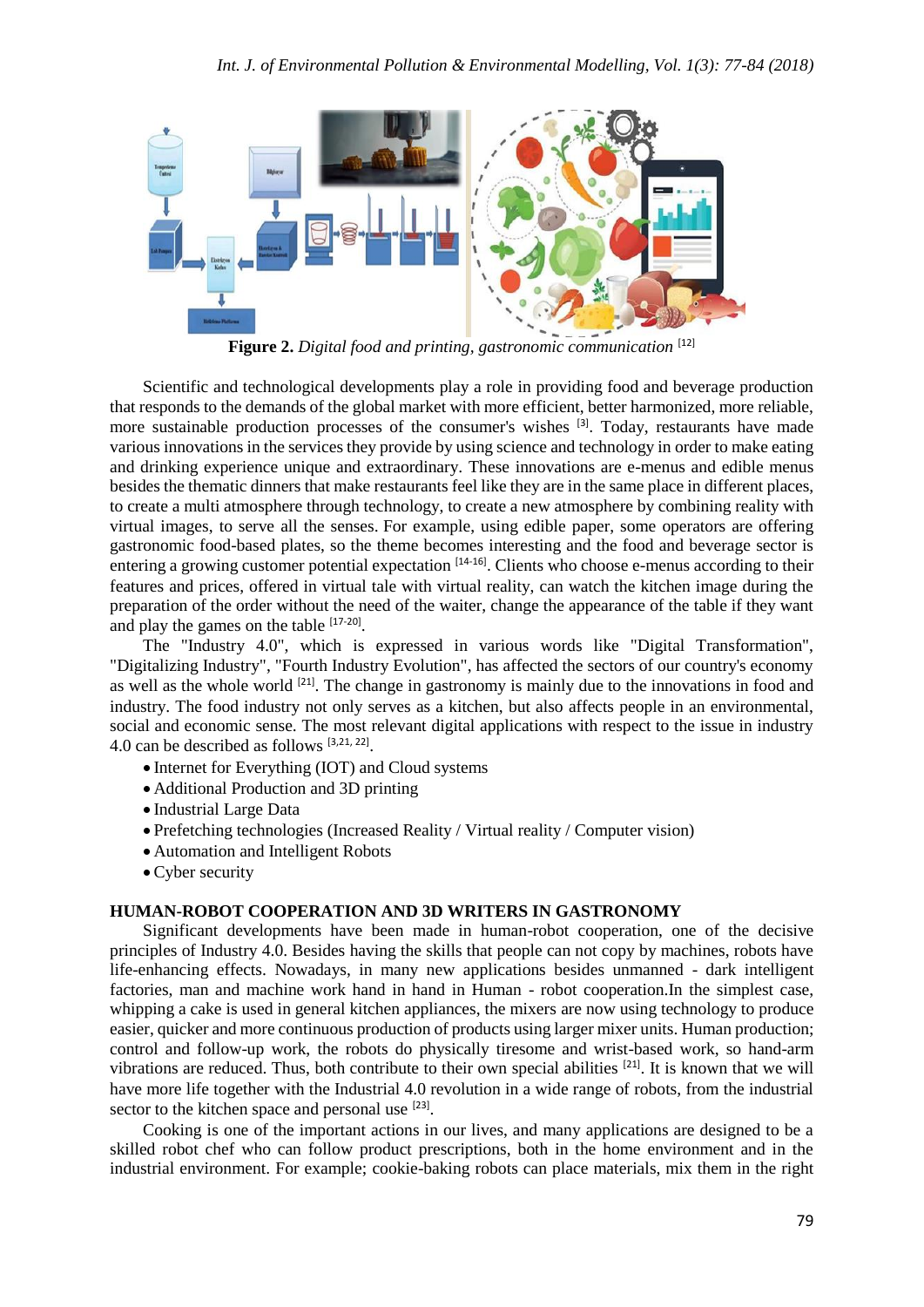**Figure 2.** *Digital food and printing, gastronomic communication* [12]

Scientific and technological developments play a role in providing food and beverage production that responds to the demands of the global market with more efficient, better harmonized, more reliable, more sustainable production processes of the consumer's wishes [3]. Today, restaurants have made various innovations in the services they provide by using science and technology in order to make eating and drinking experience unique and extraordinary. These innovations are e-menus and edible menus besides the thematic dinners that make restaurants feel like they are in the same place in different places, to create a multi atmosphere through technology, to create a new atmosphere by combining reality with virtual images, to serve all the senses. For example, using edible paper, some operators are offering gastronomic food-based plates, so the theme becomes interesting and the food and beverage sector is entering a growing customer potential expectation [14-16]. Clients who choose e-menus according to their features and prices, offered in virtual tale with virtual reality, can watch the kitchen image during the preparation of the order without the need of the waiter, change the appearance of the table if they want and play the games on the table [17-20].

The "Industry 4.0", which is expressed in various words like "Digital Transformation", "Digitalizing Industry", "Fourth Industry Evolution", has affected the sectors of our country's economy as well as the whole world [21]. The change in gastronomy is mainly due to the innovations in food and industry. The food industry not only serves as a kitchen, but also affects people in an environmental, social and economic sense. The most relevant digital applications with respect to the issue in industry 4.0 can be described as follows [3,21, 22].

- Internet for Everything (IOT) and Cloud systems
- Additional Production and 3D printing
- Industrial Large Data
- Prefetching technologies (Increased Reality / Virtual reality / Computer vision)
- Automation and Intelligent Robots
- Cyber security

## HUMAN-ROBOT COOPERATION AND 3D WRITERS IN GASTRONOMY

Significant developments have been made in human-robot cooperation, one of the decisive principles of Industry 4.0. Besides having the skills that people can not copy by machines, robots have life-enhancing effects. Nowadays, in many new applications besides unmanned - dark intelligent factories, man and machine work hand in hand in Human - robot cooperation.In the simplest case, whipping a cake is used in general kitchen appliances, the mixers are now using technology to produce easier, quicker and more continuous production of products using larger mixer units. Human production; control and follow-up work, the robots do physically tiresome and wrist-based work, so hand-arm vibrations are reduced. Thus, both contribute to their own special abilities [21]. It is known that we will have more life together with the Industrial 4.0 revolution in a wide range of robots, from the industrial sector to the kitchen space and personal use [23].

Cooking is one of the important actions in our lives, and many applications are designed to be a skilled robot chef who can follow product prescriptions, both in the home environment and in the industrial environment. For example; cookie-baking robots can place materials, mix them in the right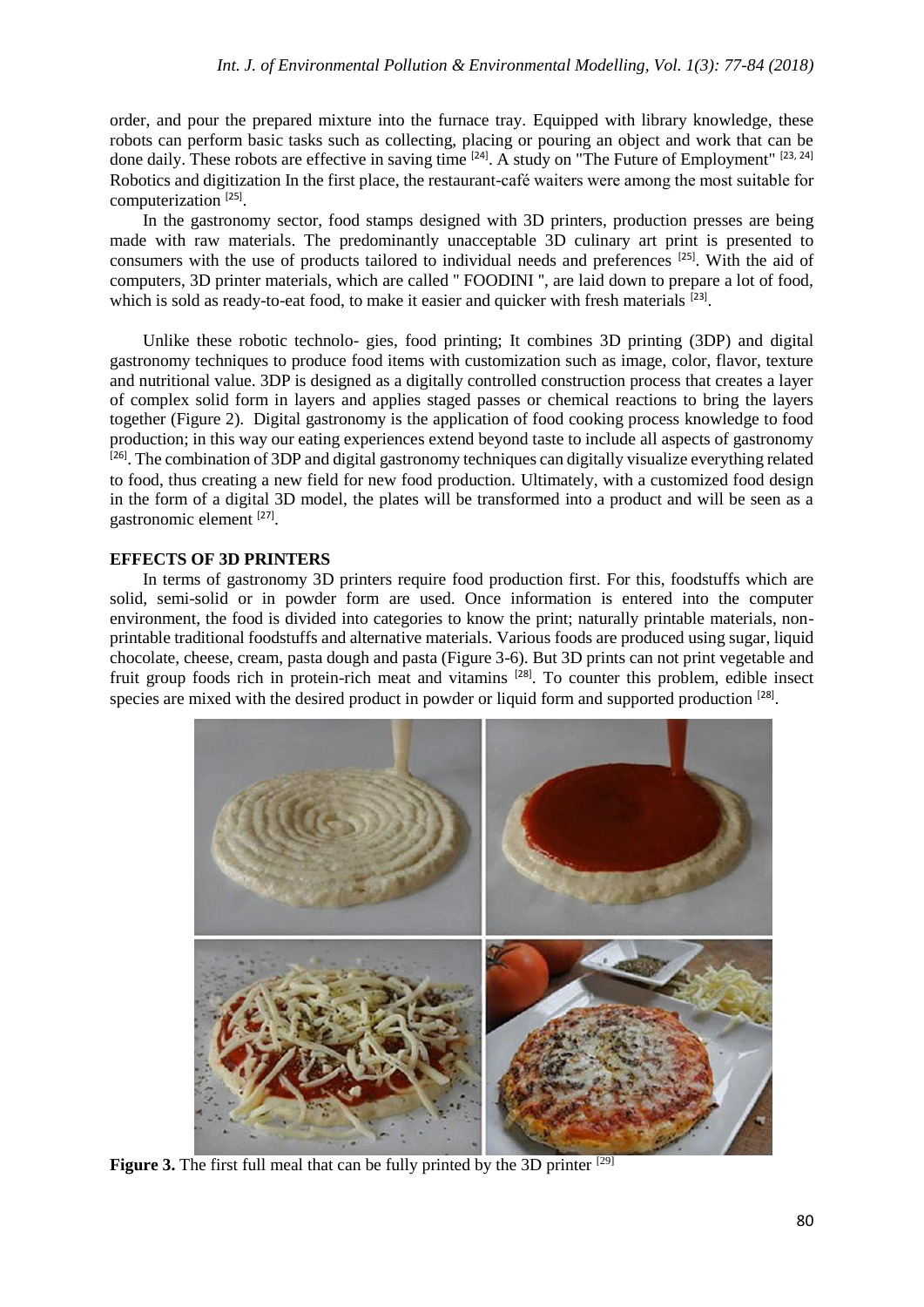order, and pour the prepared mixture into the furnace tray. Equipped with library knowledge, these robots can perform basic tasks such as collecting, placing or pouring an object and work that can be done daily. These robots are effective in saving time [24]. A study on "The Future of Employment" [23, 24] Robotics and digitization In the first place, the restaurant-café waiters were among the most suitable for computerization [25].

In the gastronomy sector, food stamps designed with 3D printers, production presses are being made with raw materials. The predominantly unacceptable 3D culinary art print is presented to consumers with the use of products tailored to individual needs and preferences [25]. With the aid of computers, 3D printer materials, which are called " FOODINI ", are laid down to prepare a lot of food, which is sold as ready-to-eat food, to make it easier and quicker with fresh materials [23].

Unlike these robotic technolo- gies, food printing; It combines 3D printing (3DP) and digital gastronomy techniques to produce food items with customization such as image, color, flavor, texture and nutritional value. 3DP is designed as a digitally controlled construction process that creates a layer of complex solid form in layers and applies staged passes or chemical reactions to bring the layers together (Figure 2). Digital gastronomy is the application of food cooking process knowledge to food production; in this way our eating experiences extend beyond taste to include all aspects of gastronomy [26]. The combination of 3DP and digital gastronomy techniques can digitally visualize everything related to food, thus creating a new field for new food production. Ultimately, with a customized food design in the form of a digital 3D model, the plates will be transformed into a product and will be seen as a gastronomic element [27].

## EFFECTS OF 3D PRINTERS

In terms of gastronomy 3D printers require food production first. For this, foodstuffs which are solid, semi-solid or in powder form are used. Once information is entered into the computer environment, the food is divided into categories to know the print; naturally printable materials, non-printable traditional foodstuffs and alternative materials. Various foods are produced using sugar, liquid chocolate, cheese, cream, pasta dough and pasta (Figure 3-6). But 3D prints can not print vegetable and fruit group foods rich in protein-rich meat and vitamins [28]. To counter this problem, edible insect species are mixed with the desired product in powder or liquid form and supported production [28].

**Figure 3.** The first full meal that can be fully printed by the 3D printer [29]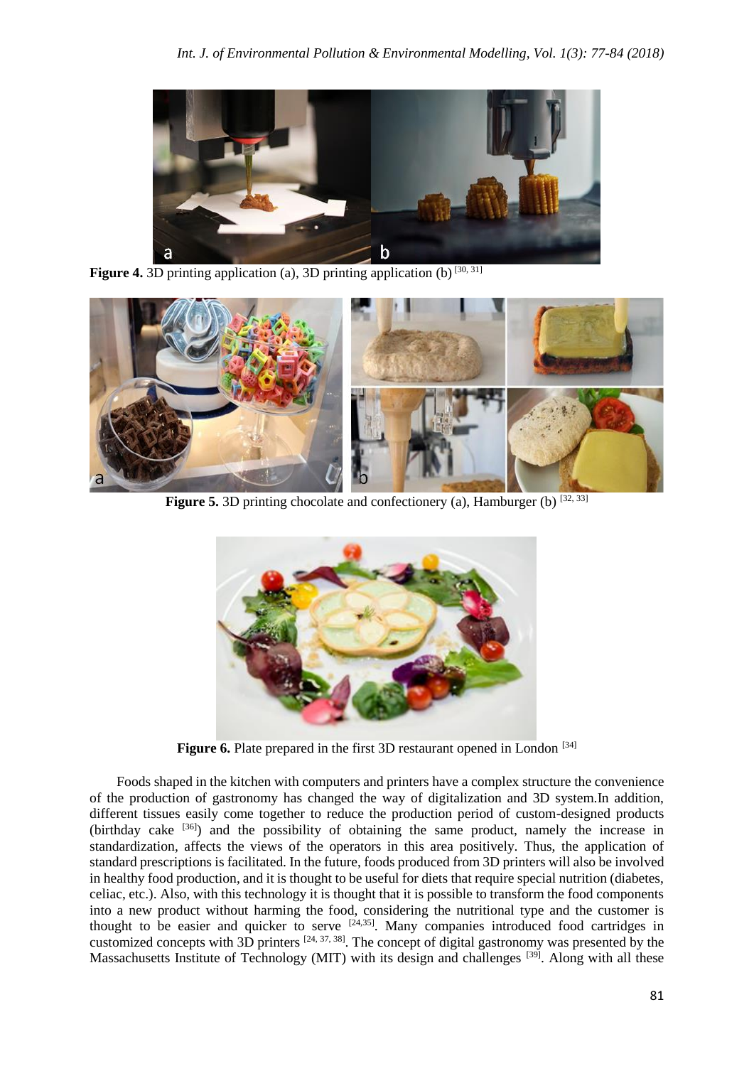**Figure 4.** 3D printing application (a), 3D printing application (b) [30, 31]

**Figure 5.** 3D printing chocolate and confectionery (a), Hamburger (b) [32, 33]

**Figure 6.** Plate prepared in the first 3D restaurant opened in London [34]

Foods shaped in the kitchen with computers and printers have a complex structure the convenience of the production of gastronomy has changed the way of digitalization and 3D system.In addition, different tissues easily come together to reduce the production period of custom-designed products (birthday cake [36]) and the possibility of obtaining the same product, namely the increase in standardization, affects the views of the operators in this area positively. Thus, the application of standard prescriptions is facilitated. In the future, foods produced from 3D printers will also be involved in healthy food production, and it is thought to be useful for diets that require special nutrition (diabetes, celiac, etc.). Also, with this technology it is thought that it is possible to transform the food components into a new product without harming the food, considering the nutritional type and the customer is thought to be easier and quicker to serve [24,35]. Many companies introduced food cartridges in customized concepts with 3D printers [24, 37, 38]. The concept of digital gastronomy was presented by the Massachusetts Institute of Technology (MIT) with its design and challenges [39]. Along with all these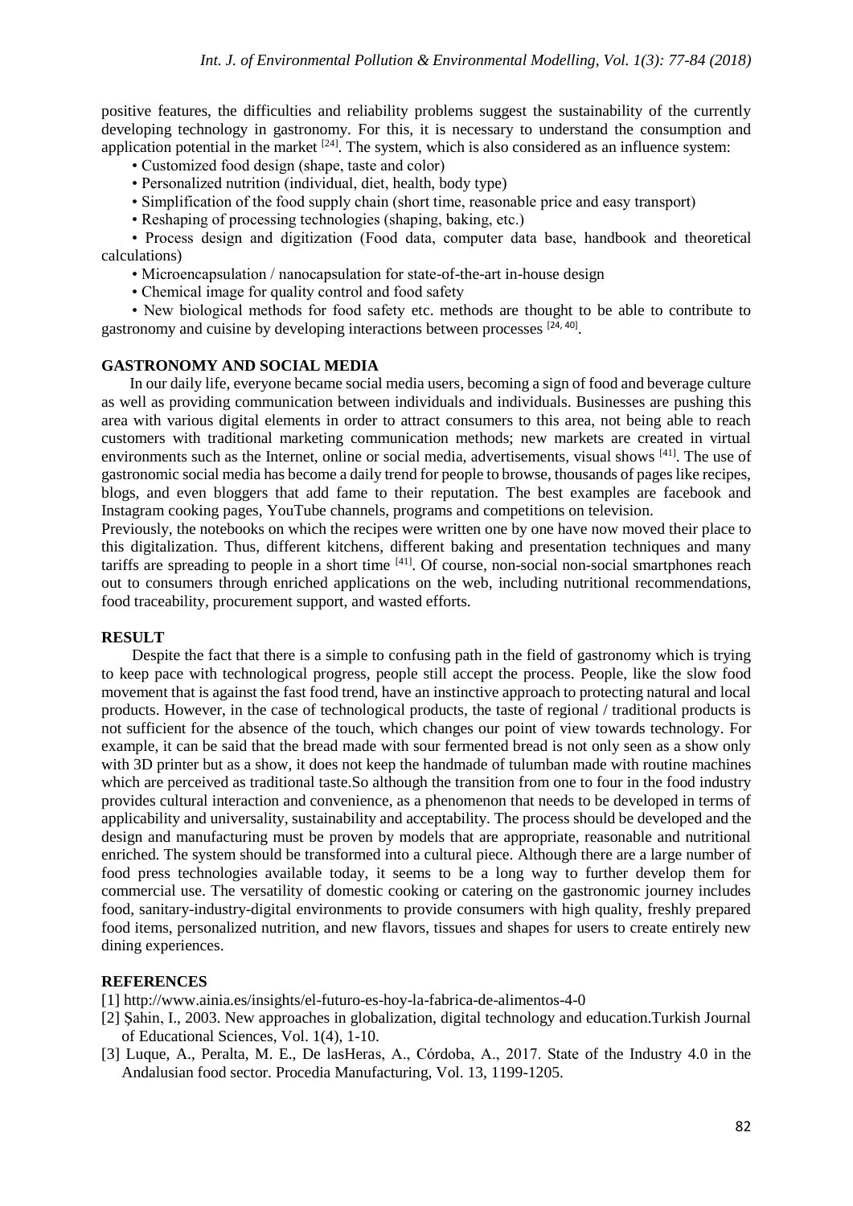positive features, the difficulties and reliability problems suggest the sustainability of the currently developing technology in gastronomy. For this, it is necessary to understand the consumption and application potential in the market [24]. The system, which is also considered as an influence system:

- Customized food design (shape, taste and color)
- Personalized nutrition (individual, diet, health, body type)
- Simplification of the food supply chain (short time, reasonable price and easy transport)
- Reshaping of processing technologies (shaping, baking, etc.)
- Process design and digitization (Food data, computer data base, handbook and theoretical calculations)
- Microencapsulation / nanocapsulation for state-of-the-art in-house design
- Chemical image for quality control and food safety
- New biological methods for food safety etc. methods are thought to be able to contribute to gastronomy and cuisine by developing interactions between processes [24, 40].

## GASTRONOMY AND SOCIAL MEDIA

In our daily life, everyone became social media users, becoming a sign of food and beverage culture as well as providing communication between individuals and individuals. Businesses are pushing this area with various digital elements in order to attract consumers to this area, not being able to reach customers with traditional marketing communication methods; new markets are created in virtual environments such as the Internet, online or social media, advertisements, visual shows [41]. The use of gastronomic social media has become a daily trend for people to browse, thousands of pages like recipes, blogs, and even bloggers that add fame to their reputation. The best examples are facebook and Instagram cooking pages, YouTube channels, programs and competitions on television.

Previously, the notebooks on which the recipes were written one by one have now moved their place to this digitalization. Thus, different kitchens, different baking and presentation techniques and many tariffs are spreading to people in a short time [41]. Of course, non-social non-social smartphones reach out to consumers through enriched applications on the web, including nutritional recommendations, food traceability, procurement support, and wasted efforts.

## RESULT

Despite the fact that there is a simple to confusing path in the field of gastronomy which is trying to keep pace with technological progress, people still accept the process. People, like the slow food movement that is against the fast food trend, have an instinctive approach to protecting natural and local products. However, in the case of technological products, the taste of regional / traditional products is not sufficient for the absence of the touch, which changes our point of view towards technology. For example, it can be said that the bread made with sour fermented bread is not only seen as a show only with 3D printer but as a show, it does not keep the handmade of tulumban made with routine machines which are perceived as traditional taste.So although the transition from one to four in the food industry provides cultural interaction and convenience, as a phenomenon that needs to be developed in terms of applicability and universality, sustainability and acceptability. The process should be developed and the design and manufacturing must be proven by models that are appropriate, reasonable and nutritional enriched. The system should be transformed into a cultural piece. Although there are a large number of food press technologies available today, it seems to be a long way to further develop them for commercial use. The versatility of domestic cooking or catering on the gastronomic journey includes food, sanitary-industry-digital environments to provide consumers with high quality, freshly prepared food items, personalized nutrition, and new flavors, tissues and shapes for users to create entirely new dining experiences.

## REFERENCES

[1] http://www.ainia.es/insights/el-futuro-es-hoy-la-fabrica-de-alimentos-4-0

[2] Şahin, I., 2003. New approaches in globalization, digital technology and education.Turkish Journal of Educational Sciences, Vol. 1(4), 1-10.

[3] Luque, A., Peralta, M. E., De lasHeras, A., Córdoba, A., 2017. State of the Industry 4.0 in the Andalusian food sector. Procedia Manufacturing, Vol. 13, 1199-1205.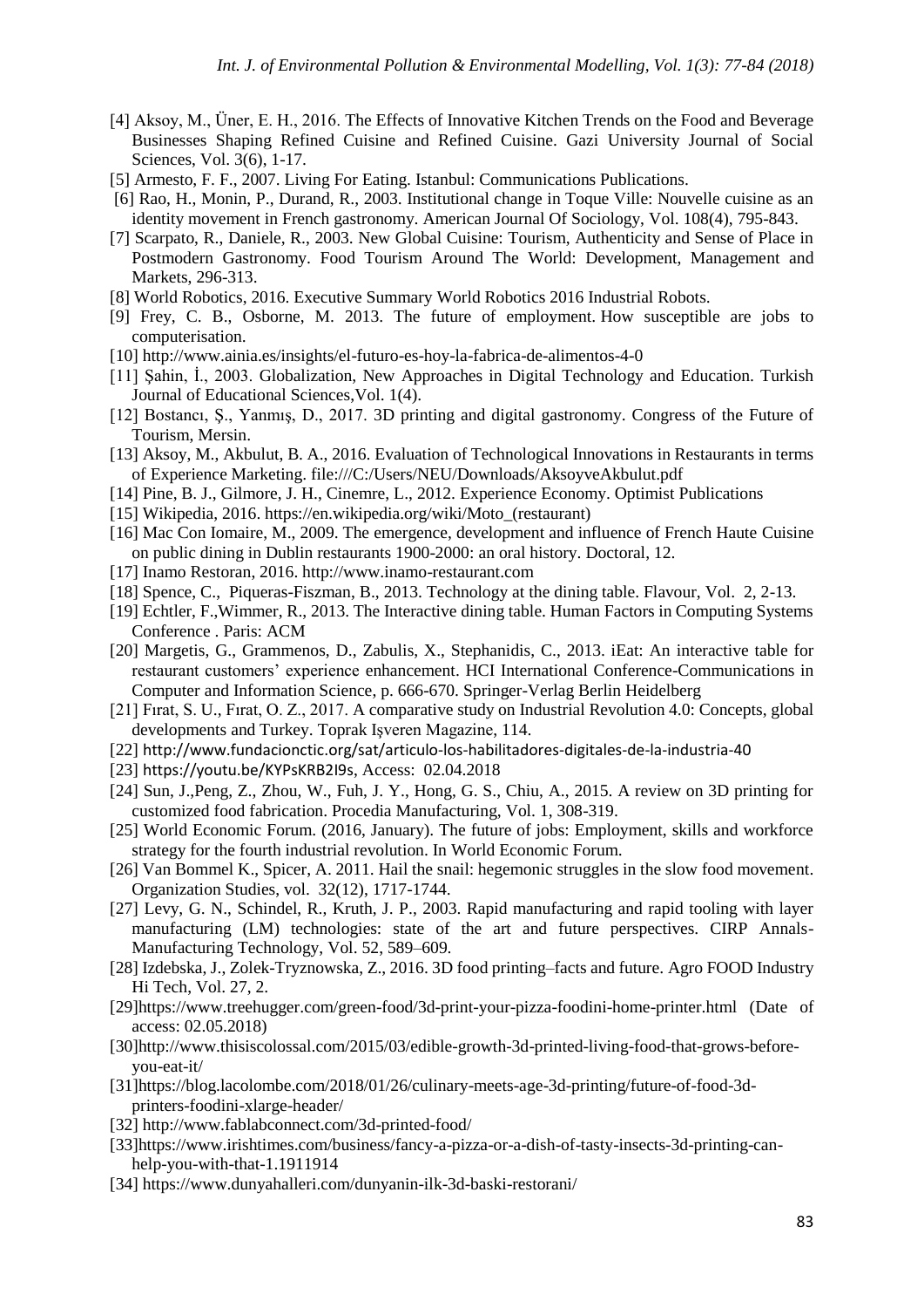[4] Aksoy, M., Üner, E. H., 2016. The Effects of Innovative Kitchen Trends on the Food and Beverage Businesses Shaping Refined Cuisine and Refined Cuisine. Gazi University Journal of Social Sciences, Vol. 3(6), 1-17.

[5] Armesto, F. F., 2007. Living For Eating. Istanbul: Communications Publications.

[6] Rao, H., Monin, P., Durand, R., 2003. Institutional change in Toque Ville: Nouvelle cuisine as an identity movement in French gastronomy. American Journal Of Sociology, Vol. 108(4), 795-843.

[7] Scarpato, R., Daniele, R., 2003. New Global Cuisine: Tourism, Authenticity and Sense of Place in Postmodern Gastronomy. Food Tourism Around The World: Development, Management and Markets, 296-313.

[8] World Robotics, 2016. Executive Summary World Robotics 2016 Industrial Robots.

[9] Frey, C. B., Osborne, M. 2013. The future of employment. How susceptible are jobs to computerisation.

[10] http://www.ainia.es/insights/el-futuro-es-hoy-la-fabrica-de-alimentos-4-0

[11] Şahin, İ., 2003. Globalization, New Approaches in Digital Technology and Education. Turkish Journal of Educational Sciences,Vol. 1(4).

[12] Bostancı, Ş., Yanmış, D., 2017. 3D printing and digital gastronomy. Congress of the Future of Tourism, Mersin.

[13] Aksoy, M., Akbulut, B. A., 2016. Evaluation of Technological Innovations in Restaurants in terms of Experience Marketing. file:///C:/Users/NEU/Downloads/AksoyveAkbulut.pdf

[14] Pine, B. J., Gilmore, J. H., Cinemre, L., 2012. Experience Economy. Optimist Publications

[15] Wikipedia, 2016. https://en.wikipedia.org/wiki/Moto_(restaurant)

[16] Mac Con Iomaire, M., 2009. The emergence, development and influence of French Haute Cuisine on public dining in Dublin restaurants 1900-2000: an oral history. Doctoral, 12.

[17] Inamo Restoran, 2016. http://www.inamo-restaurant.com

[18] Spence, C., Piqueras-Fiszman, B., 2013. Technology at the dining table. Flavour, Vol. 2, 2-13.

[19] Echtler, F.,Wimmer, R., 2013. The Interactive dining table. Human Factors in Computing Systems Conference . Paris: ACM

[20] Margetis, G., Grammenos, D., Zabulis, X., Stephanidis, C., 2013. iEat: An interactive table for restaurant customers' experience enhancement. HCI International Conference-Communications in Computer and Information Science, p. 666-670. Springer-Verlag Berlin Heidelberg

[21] Fırat, S. U., Fırat, O. Z., 2017. A comparative study on Industrial Revolution 4.0: Concepts, global developments and Turkey. Toprak Işveren Magazine, 114.

[22] http://www.fundacionctic.org/sat/articulo-los-habilitadores-digitales-de-la-industria-40

[23] https://youtu.be/KYPsKRB2I9s, Access: 02.04.2018

[24] Sun, J.,Peng, Z., Zhou, W., Fuh, J. Y., Hong, G. S., Chiu, A., 2015. A review on 3D printing for customized food fabrication. Procedia Manufacturing, Vol. 1, 308-319.

[25] World Economic Forum. (2016, January). The future of jobs: Employment, skills and workforce strategy for the fourth industrial revolution. In World Economic Forum.

[26] Van Bommel K., Spicer, A. 2011. Hail the snail: hegemonic struggles in the slow food movement. Organization Studies, vol. 32(12), 1717-1744.

[27] Levy, G. N., Schindel, R., Kruth, J. P., 2003. Rapid manufacturing and rapid tooling with layer manufacturing (LM) technologies: state of the art and future perspectives. CIRP Annals-Manufacturing Technology, Vol. 52, 589–609.

[28] Izdebska, J., Zolek-Tryznowska, Z., 2016. 3D food printing–facts and future. Agro FOOD Industry Hi Tech, Vol. 27, 2.

[29]https://www.treehugger.com/green-food/3d-print-your-pizza-foodini-home-printer.html (Date of access: 02.05.2018)

[30]http://www.thisiscolossal.com/2015/03/edible-growth-3d-printed-living-food-that-grows-before-you-eat-it/

[31]https://blog.lacolombe.com/2018/01/26/culinary-meets-age-3d-printing/future-of-food-3d-printers-foodini-xlarge-header/

[32] http://www.fablabconnect.com/3d-printed-food/

[33]https://www.irishtimes.com/business/fancy-a-pizza-or-a-dish-of-tasty-insects-3d-printing-can-help-you-with-that-1.1911914

[34] https://www.dunyahalleri.com/dunyanin-ilk-3d-baski-restorani/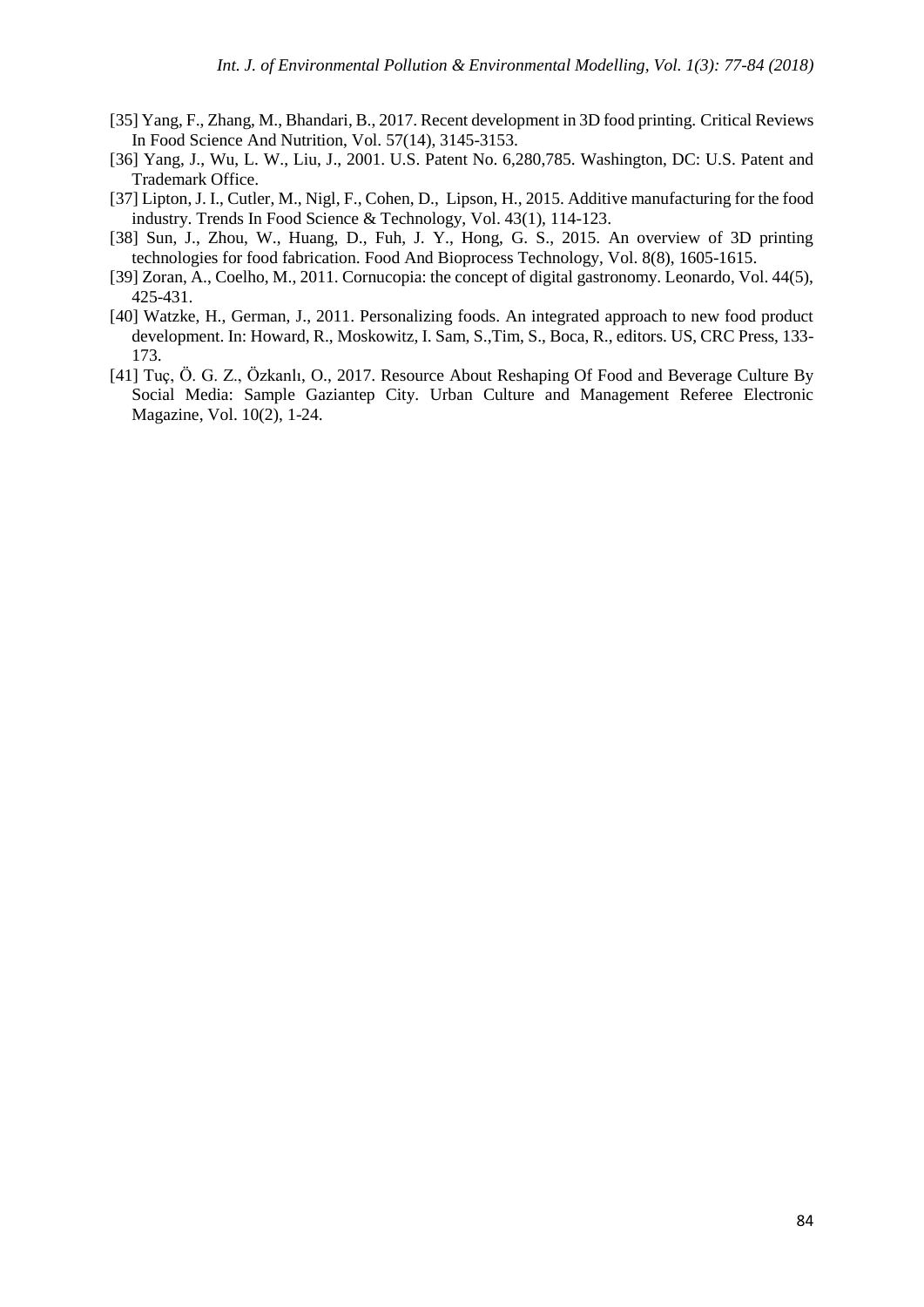[35] Yang, F., Zhang, M., Bhandari, B., 2017. Recent development in 3D food printing. Critical Reviews In Food Science And Nutrition, Vol. 57(14), 3145-3153.

[36] Yang, J., Wu, L. W., Liu, J., 2001. U.S. Patent No. 6,280,785. Washington, DC: U.S. Patent and Trademark Office.

[37] Lipton, J. I., Cutler, M., Nigl, F., Cohen, D., Lipson, H., 2015. Additive manufacturing for the food industry. Trends In Food Science & Technology, Vol. 43(1), 114-123.

[38] Sun, J., Zhou, W., Huang, D., Fuh, J. Y., Hong, G. S., 2015. An overview of 3D printing technologies for food fabrication. Food And Bioprocess Technology, Vol. 8(8), 1605-1615.

[39] Zoran, A., Coelho, M., 2011. Cornucopia: the concept of digital gastronomy. Leonardo, Vol. 44(5), 425-431.

[40] Watzke, H., German, J., 2011. Personalizing foods. An integrated approach to new food product development. In: Howard, R., Moskowitz, I. Sam, S.,Tim, S., Boca, R., editors. US, CRC Press, 133-173.

[41] Tuç, Ö. G. Z., Özkanlı, O., 2017. Resource About Reshaping Of Food and Beverage Culture By Social Media: Sample Gaziantep City. Urban Culture and Management Referee Electronic Magazine, Vol. 10(2), 1-24.